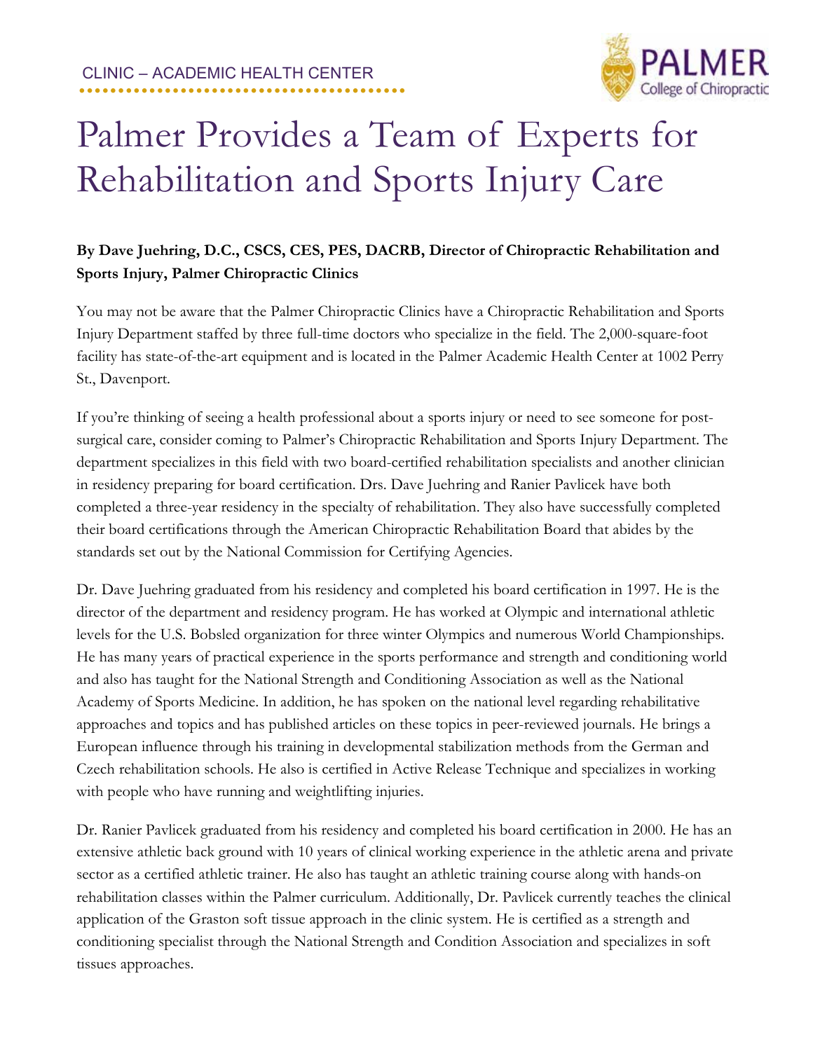CLINIC – ACADEMIC HEALTH CENTER

# Palmer Provides a Team of Experts for Rehabilitation and Sports Injury Care

**By Dave Juehring, D.C., CSCS, CES, PES, DACRB, Director of Chiropractic Rehabilitation and Sports Injury, Palmer Chiropractic Clinics**

You may not be aware that the Palmer Chiropractic Clinics have a Chiropractic Rehabilitation and Sports Injury Department staffed by three full-time doctors who specialize in the field. The 2,000-square-foot facility has state-of-the-art equipment and is located in the Palmer Academic Health Center at 1002 Perry St., Davenport.

If you're thinking of seeing a health professional about a sports injury or need to see someone for post-surgical care, consider coming to Palmer's Chiropractic Rehabilitation and Sports Injury Department. The department specializes in this field with two board-certified rehabilitation specialists and another clinician in residency preparing for board certification. Drs. Dave Juehring and Ranier Pavlicek have both completed a three-year residency in the specialty of rehabilitation. They also have successfully completed their board certifications through the American Chiropractic Rehabilitation Board that abides by the standards set out by the National Commission for Certifying Agencies.

Dr. Dave Juehring graduated from his residency and completed his board certification in 1997. He is the director of the department and residency program. He has worked at Olympic and international athletic levels for the U.S. Bobsled organization for three winter Olympics and numerous World Championships. He has many years of practical experience in the sports performance and strength and conditioning world and also has taught for the National Strength and Conditioning Association as well as the National Academy of Sports Medicine. In addition, he has spoken on the national level regarding rehabilitative approaches and topics and has published articles on these topics in peer-reviewed journals. He brings a European influence through his training in developmental stabilization methods from the German and Czech rehabilitation schools. He also is certified in Active Release Technique and specializes in working with people who have running and weightlifting injuries.

Dr. Ranier Pavlicek graduated from his residency and completed his board certification in 2000. He has an extensive athletic back ground with 10 years of clinical working experience in the athletic arena and private sector as a certified athletic trainer. He also has taught an athletic training course along with hands-on rehabilitation classes within the Palmer curriculum. Additionally, Dr. Pavlicek currently teaches the clinical application of the Graston soft tissue approach in the clinic system. He is certified as a strength and conditioning specialist through the National Strength and Condition Association and specializes in soft tissues approaches.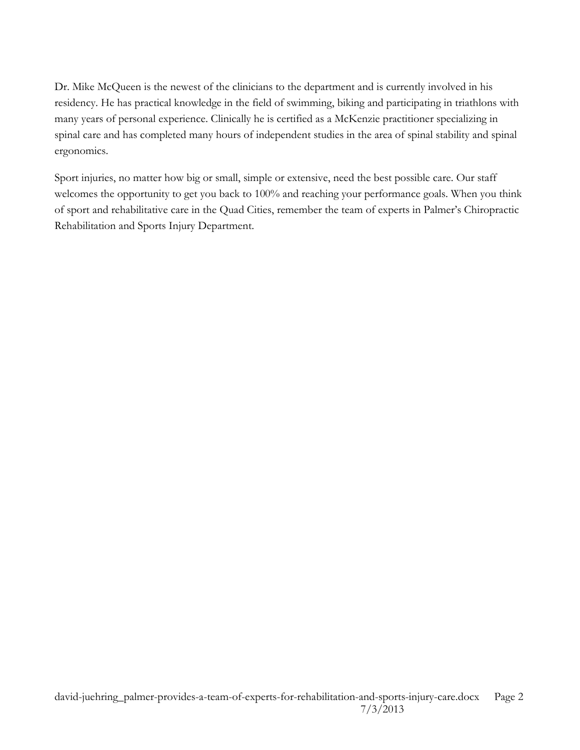Dr. Mike McQueen is the newest of the clinicians to the department and is currently involved in his residency. He has practical knowledge in the field of swimming, biking and participating in triathlons with many years of personal experience. Clinically he is certified as a McKenzie practitioner specializing in spinal care and has completed many hours of independent studies in the area of spinal stability and spinal ergonomics.

Sport injuries, no matter how big or small, simple or extensive, need the best possible care. Our staff welcomes the opportunity to get you back to 100% and reaching your performance goals. When you think of sport and rehabilitative care in the Quad Cities, remember the team of experts in Palmer's Chiropractic Rehabilitation and Sports Injury Department.